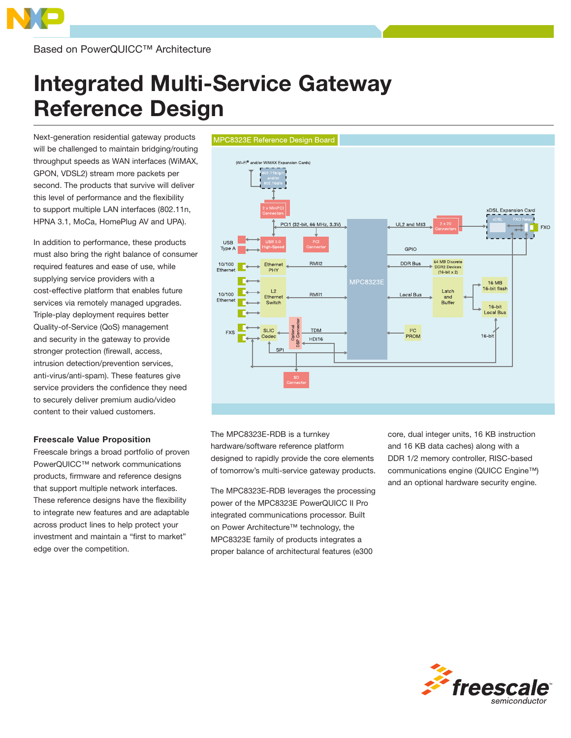Based on PowerQUICC™ Architecture

# Integrated Multi-Service Gateway Reference Design

Next-generation residential gateway products will be challenged to maintain bridging/routing throughput speeds as WAN interfaces (WiMAX, GPON, VDSL2) stream more packets per second. The products that survive will deliver this level of performance and the flexibility to support multiple LAN interfaces (802.11n, HPNA 3.1, MoCa, HomePlug AV and UPA).

In addition to performance, these products must also bring the right balance of consumer required features and ease of use, while supplying service providers with a cost-effective platform that enables future services via remotely managed upgrades. Triple-play deployment requires better Quality-of-Service (QoS) management and security in the gateway to provide stronger protection (firewall, access, intrusion detection/prevention services, anti-virus/anti-spam). These features give service providers the confidence they need to securely deliver premium audio/video content to their valued customers.

### Freescale Value Proposition

Freescale brings a broad portfolio of proven PowerQUICC™ network communications products, firmware and reference designs that support multiple network interfaces. These reference designs have the flexibility to integrate new features and are adaptable across product lines to help protect your investment and maintain a "first to market" edge over the competition.

**MPC8323E Reference Design Board**

The MPC8323E-RDB is a turnkey hardware/software reference platform designed to rapidly provide the core elements of tomorrow's multi-service gateway products.

The MPC8323E-RDB leverages the processing power of the MPC8323E PowerQUICC II Pro integrated communications processor. Built on Power Architecture™ technology, the MPC8323E family of products integrates a proper balance of architectural features (e300 core, dual integer units, 16 KB instruction and 16 KB data caches) along with a DDR 1/2 memory controller, RISC-based communications engine (QUICC Engine™) and an optional hardware security engine.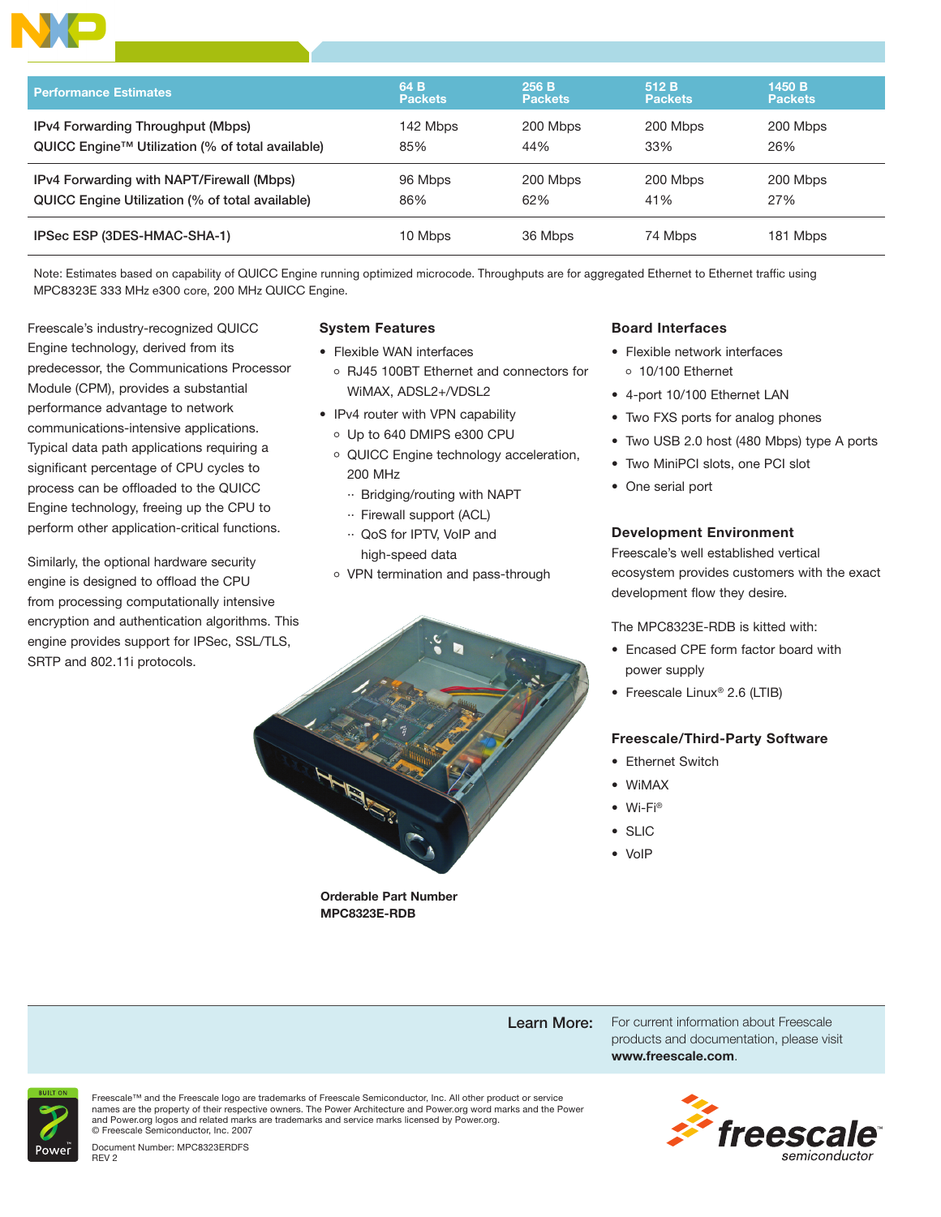| Performance Estimates | 64 B Packets | 256 B Packets | 512 B Packets | 1450 B Packets |
|---|---|---|---|---|
| IPv4 Forwarding Throughput (Mbps) | 142 Mbps | 200 Mbps | 200 Mbps | 200 Mbps |
| QUICC Engine™ Utilization (% of total available) | 85% | 44% | 33% | 26% |
| IPv4 Forwarding with NAPT/Firewall (Mbps) | 96 Mbps | 200 Mbps | 200 Mbps | 200 Mbps |
| QUICC Engine Utilization (% of total available) | 86% | 62% | 41% | 27% |
| IPSec ESP (3DES-HMAC-SHA-1) | 10 Mbps | 36 Mbps | 74 Mbps | 181 Mbps |

Note: Estimates based on capability of QUICC Engine running optimized microcode. Throughputs are for aggregated Ethernet to Ethernet traffic using MPC8323E 333 MHz e300 core, 200 MHz QUICC Engine.

Freescale's industry-recognized QUICC Engine technology, derived from its predecessor, the Communications Processor Module (CPM), provides a substantial performance advantage to network communications-intensive applications. Typical data path applications requiring a significant percentage of CPU cycles to process can be offloaded to the QUICC Engine technology, freeing up the CPU to perform other application-critical functions.

Similarly, the optional hardware security engine is designed to offload the CPU from processing computationally intensive encryption and authentication algorithms. This engine provides support for IPSec, SSL/TLS, SRTP and 802.11i protocols.

### System Features

- Flexible WAN interfaces
  - RJ45 100BT Ethernet and connectors for WiMAX, ADSL2+/VDSL2
- IPv4 router with VPN capability
  - Up to 640 DMIPS e300 CPU
  - QUICC Engine technology acceleration, 200 MHz
    - Bridging/routing with NAPT
    - Firewall support (ACL)
    - QoS for IPTV, VoIP and high-speed data
  - VPN termination and pass-through

**Orderable Part Number**
**MPC8323E-RDB**

### Board Interfaces

- Flexible network interfaces
  - 10/100 Ethernet
- 4-port 10/100 Ethernet LAN
- Two FXS ports for analog phones
- Two USB 2.0 host (480 Mbps) type A ports
- Two MiniPCI slots, one PCI slot
- One serial port

### Development Environment

Freescale's well established vertical ecosystem provides customers with the exact development flow they desire.

The MPC8323E-RDB is kitted with:

- Encased CPE form factor board with power supply
- Freescale Linux® 2.6 (LTIB)

### Freescale/Third-Party Software

- Ethernet Switch
- WiMAX
- Wi-Fi®
- SLIC
- VoIP

**Learn More:** For current information about Freescale products and documentation, please visit **www.freescale.com**.

Freescale™ and the Freescale logo are trademarks of Freescale Semiconductor, Inc. All other product or service names are the property of their respective owners. The Power Architecture and Power.org word marks and the Power and Power.org logos and related marks are trademarks and service marks licensed by Power.org.
© Freescale Semiconductor, Inc. 2007

Document Number: MPC8323ERDFS
REV 2